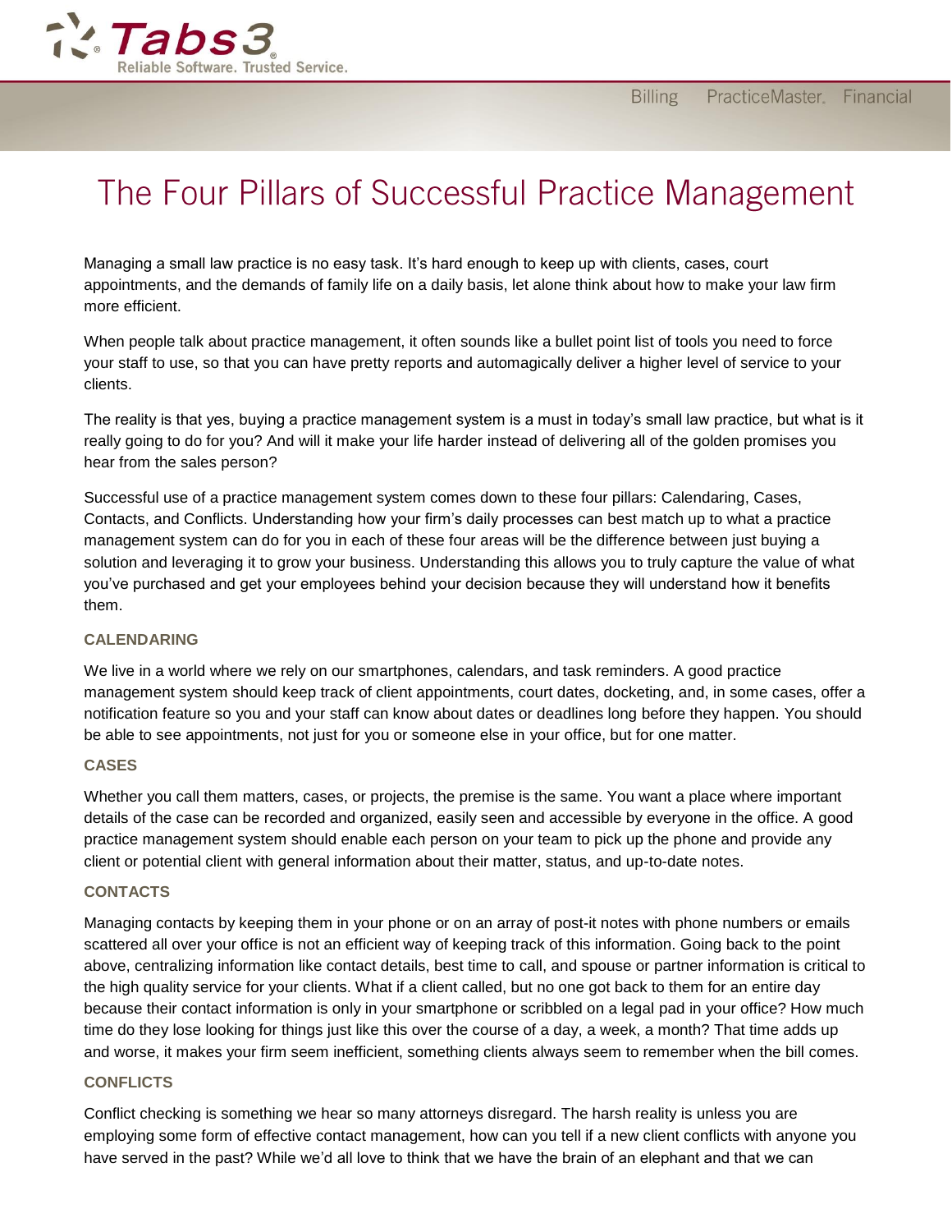# The Four Pillars of Successful Practice Management

Managing a small law practice is no easy task. It's hard enough to keep up with clients, cases, court appointments, and the demands of family life on a daily basis, let alone think about how to make your law firm more efficient.

When people talk about practice management, it often sounds like a bullet point list of tools you need to force your staff to use, so that you can have pretty reports and automagically deliver a higher level of service to your clients.

The reality is that yes, buying a practice management system is a must in today's small law practice, but what is it really going to do for you? And will it make your life harder instead of delivering all of the golden promises you hear from the sales person?

Successful use of a practice management system comes down to these four pillars: Calendaring, Cases, Contacts, and Conflicts. Understanding how your firm's daily processes can best match up to what a practice management system can do for you in each of these four areas will be the difference between just buying a solution and leveraging it to grow your business. Understanding this allows you to truly capture the value of what you've purchased and get your employees behind your decision because they will understand how it benefits them.

### CALENDARING

We live in a world where we rely on our smartphones, calendars, and task reminders. A good practice management system should keep track of client appointments, court dates, docketing, and, in some cases, offer a notification feature so you and your staff can know about dates or deadlines long before they happen. You should be able to see appointments, not just for you or someone else in your office, but for one matter.

### CASES

Whether you call them matters, cases, or projects, the premise is the same. You want a place where important details of the case can be recorded and organized, easily seen and accessible by everyone in the office. A good practice management system should enable each person on your team to pick up the phone and provide any client or potential client with general information about their matter, status, and up-to-date notes.

### CONTACTS

Managing contacts by keeping them in your phone or on an array of post-it notes with phone numbers or emails scattered all over your office is not an efficient way of keeping track of this information. Going back to the point above, centralizing information like contact details, best time to call, and spouse or partner information is critical to the high quality service for your clients. What if a client called, but no one got back to them for an entire day because their contact information is only in your smartphone or scribbled on a legal pad in your office? How much time do they lose looking for things just like this over the course of a day, a week, a month? That time adds up and worse, it makes your firm seem inefficient, something clients always seem to remember when the bill comes.

### CONFLICTS

Conflict checking is something we hear so many attorneys disregard. The harsh reality is unless you are employing some form of effective contact management, how can you tell if a new client conflicts with anyone you have served in the past? While we'd all love to think that we have the brain of an elephant and that we can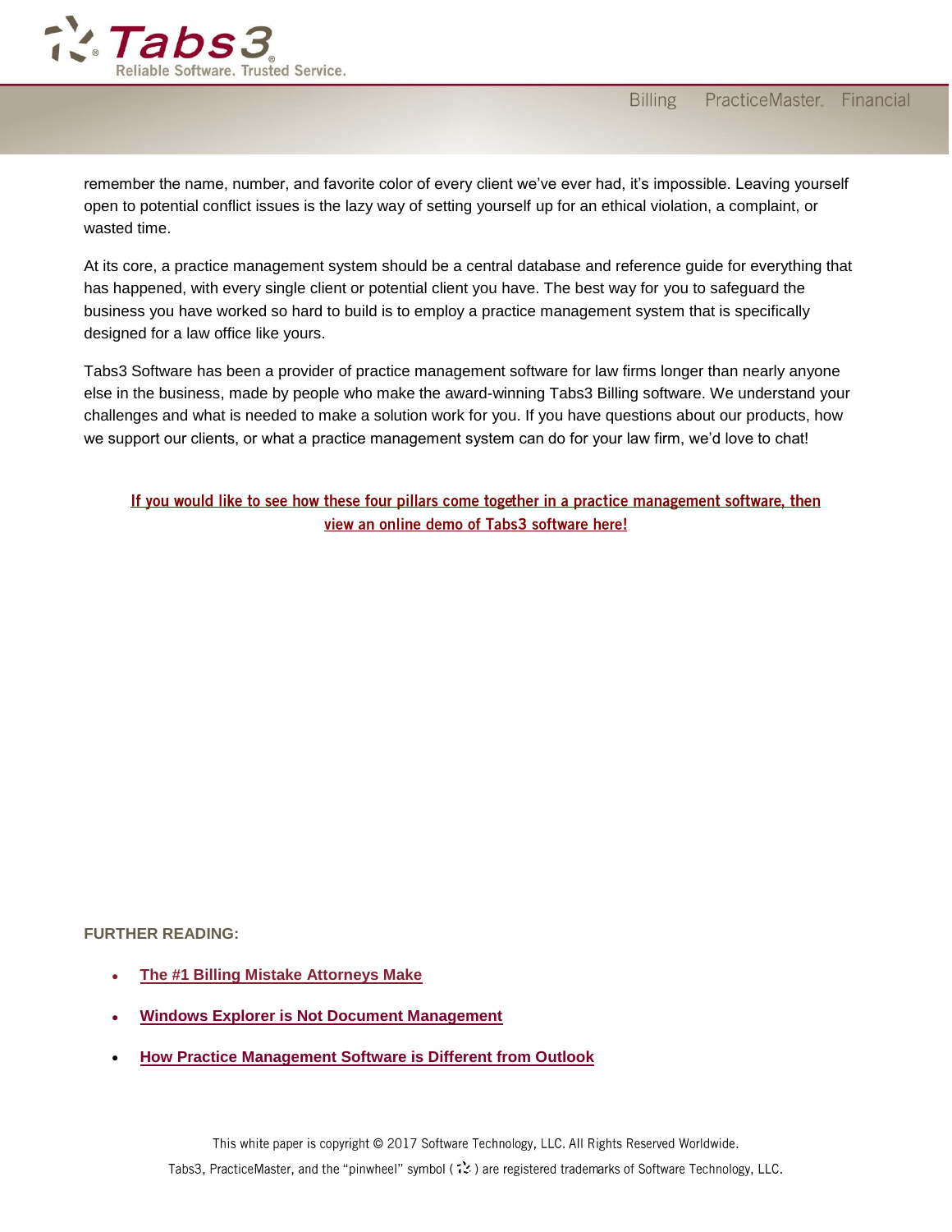remember the name, number, and favorite color of every client we've ever had, it's impossible. Leaving yourself open to potential conflict issues is the lazy way of setting yourself up for an ethical violation, a complaint, or wasted time.

At its core, a practice management system should be a central database and reference guide for everything that has happened, with every single client or potential client you have. The best way for you to safeguard the business you have worked so hard to build is to employ a practice management system that is specifically designed for a law office like yours.

Tabs3 Software has been a provider of practice management software for law firms longer than nearly anyone else in the business, made by people who make the award-winning Tabs3 Billing software. We understand your challenges and what is needed to make a solution work for you. If you have questions about our products, how we support our clients, or what a practice management system can do for your law firm, we'd love to chat!

**If you would like to see how these four pillars come together in a practice management software, then view an online demo of Tabs3 software here!**

**FURTHER READING:**

- **The #1 Billing Mistake Attorneys Make**
- **Windows Explorer is Not Document Management**
- **How Practice Management Software is Different from Outlook**

This white paper is copyright © 2017 Software Technology, LLC. All Rights Reserved Worldwide.

Tabs3, PracticeMaster, and the "pinwheel" symbol ( ) are registered trademarks of Software Technology, LLC.